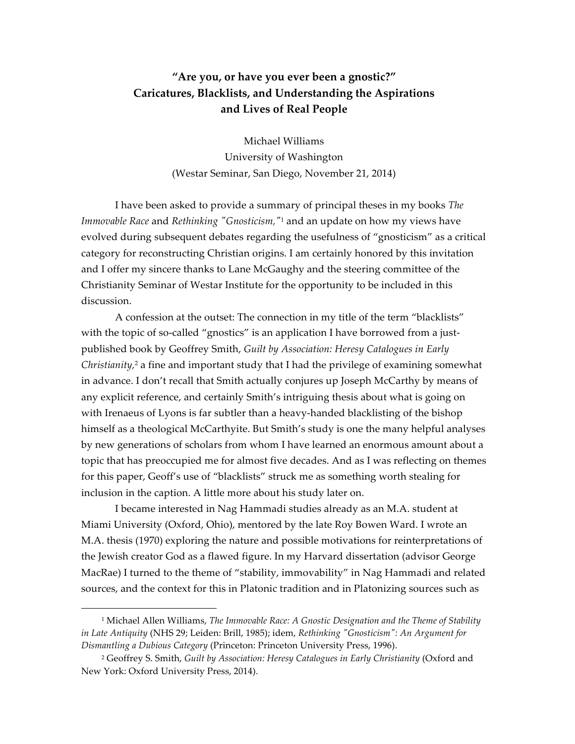# "Are you, or have you ever been a gnostic?"
# Caricatures, Blacklists, and Understanding the Aspirations and Lives of Real People

Michael Williams
University of Washington
(Westar Seminar, San Diego, November 21, 2014)

I have been asked to provide a summary of principal theses in my books *The Immovable Race* and *Rethinking "Gnosticism,"*[1] and an update on how my views have evolved during subsequent debates regarding the usefulness of "gnosticism" as a critical category for reconstructing Christian origins. I am certainly honored by this invitation and I offer my sincere thanks to Lane McGaughy and the steering committee of the Christianity Seminar of Westar Institute for the opportunity to be included in this discussion.

A confession at the outset: The connection in my title of the term "blacklists" with the topic of so-called "gnostics" is an application I have borrowed from a just-published book by Geoffrey Smith, *Guilt by Association: Heresy Catalogues in Early Christianity*,[2] a fine and important study that I had the privilege of examining somewhat in advance. I don't recall that Smith actually conjures up Joseph McCarthy by means of any explicit reference, and certainly Smith's intriguing thesis about what is going on with Irenaeus of Lyons is far subtler than a heavy-handed blacklisting of the bishop himself as a theological McCarthyite. But Smith's study is one the many helpful analyses by new generations of scholars from whom I have learned an enormous amount about a topic that has preoccupied me for almost five decades. And as I was reflecting on themes for this paper, Geoff's use of "blacklists" struck me as something worth stealing for inclusion in the caption. A little more about his study later on.

I became interested in Nag Hammadi studies already as an M.A. student at Miami University (Oxford, Ohio), mentored by the late Roy Bowen Ward. I wrote an M.A. thesis (1970) exploring the nature and possible motivations for reinterpretations of the Jewish creator God as a flawed figure. In my Harvard dissertation (advisor George MacRae) I turned to the theme of "stability, immovability" in Nag Hammadi and related sources, and the context for this in Platonic tradition and in Platonizing sources such as

---

[1] Michael Allen Williams, *The Immovable Race: A Gnostic Designation and the Theme of Stability in Late Antiquity* (NHS 29; Leiden: Brill, 1985); idem, *Rethinking "Gnosticism": An Argument for Dismantling a Dubious Category* (Princeton: Princeton University Press, 1996).

[2] Geoffrey S. Smith, *Guilt by Association: Heresy Catalogues in Early Christianity* (Oxford and New York: Oxford University Press, 2014).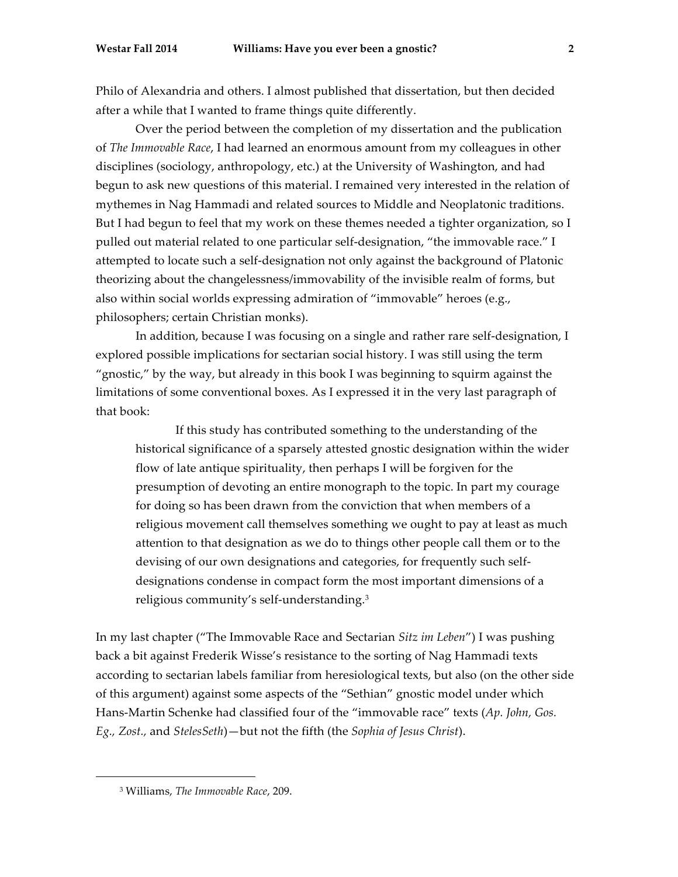Philo of Alexandria and others. I almost published that dissertation, but then decided after a while that I wanted to frame things quite differently.

Over the period between the completion of my dissertation and the publication of *The Immovable Race*, I had learned an enormous amount from my colleagues in other disciplines (sociology, anthropology, etc.) at the University of Washington, and had begun to ask new questions of this material. I remained very interested in the relation of mythemes in Nag Hammadi and related sources to Middle and Neoplatonic traditions. But I had begun to feel that my work on these themes needed a tighter organization, so I pulled out material related to one particular self-designation, "the immovable race." I attempted to locate such a self-designation not only against the background of Platonic theorizing about the changelessness/immovability of the invisible realm of forms, but also within social worlds expressing admiration of "immovable" heroes (e.g., philosophers; certain Christian monks).

In addition, because I was focusing on a single and rather rare self-designation, I explored possible implications for sectarian social history. I was still using the term "gnostic," by the way, but already in this book I was beginning to squirm against the limitations of some conventional boxes. As I expressed it in the very last paragraph of that book:

> If this study has contributed something to the understanding of the historical significance of a sparsely attested gnostic designation within the wider flow of late antique spirituality, then perhaps I will be forgiven for the presumption of devoting an entire monograph to the topic. In part my courage for doing so has been drawn from the conviction that when members of a religious movement call themselves something we ought to pay at least as much attention to that designation as we do to things other people call them or to the devising of our own designations and categories, for frequently such self-designations condense in compact form the most important dimensions of a religious community's self-understanding.[3]

In my last chapter ("The Immovable Race and Sectarian *Sitz im Leben*") I was pushing back a bit against Frederik Wisse's resistance to the sorting of Nag Hammadi texts according to sectarian labels familiar from heresiological texts, but also (on the other side of this argument) against some aspects of the "Sethian" gnostic model under which Hans-Martin Schenke had classified four of the "immovable race" texts (*Ap. John, Gos. Eg., Zost.,* and *StelesSeth*)—but not the fifth (the *Sophia of Jesus Christ*).

---

[3] Williams, *The Immovable Race*, 209.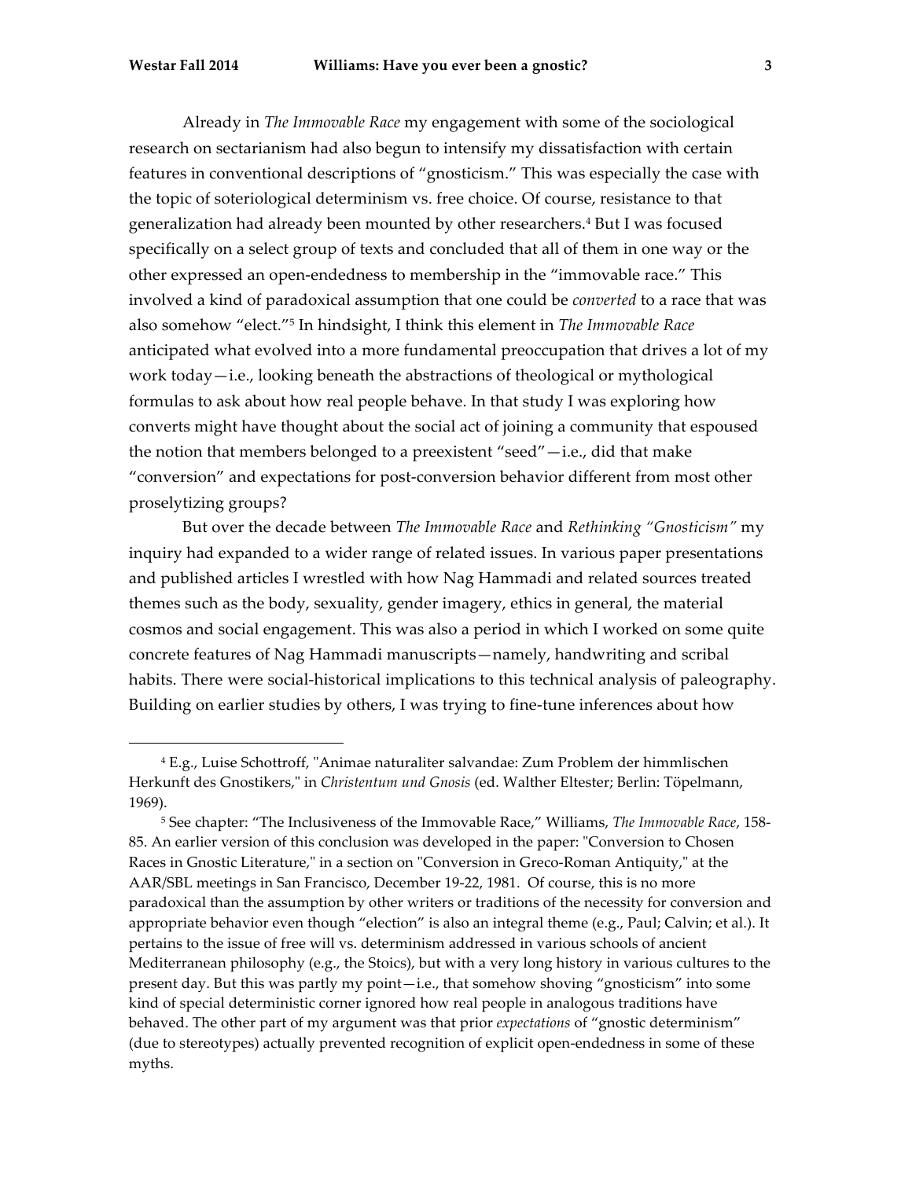Already in *The Immovable Race* my engagement with some of the sociological research on sectarianism had also begun to intensify my dissatisfaction with certain features in conventional descriptions of "gnosticism." This was especially the case with the topic of soteriological determinism vs. free choice. Of course, resistance to that generalization had already been mounted by other researchers.[4] But I was focused specifically on a select group of texts and concluded that all of them in one way or the other expressed an open-endedness to membership in the "immovable race." This involved a kind of paradoxical assumption that one could be *converted* to a race that was also somehow "elect."[5] In hindsight, I think this element in *The Immovable Race* anticipated what evolved into a more fundamental preoccupation that drives a lot of my work today—i.e., looking beneath the abstractions of theological or mythological formulas to ask about how real people behave. In that study I was exploring how converts might have thought about the social act of joining a community that espoused the notion that members belonged to a preexistent "seed"—i.e., did that make "conversion" and expectations for post-conversion behavior different from most other proselytizing groups?

But over the decade between *The Immovable Race* and *Rethinking "Gnosticism"* my inquiry had expanded to a wider range of related issues. In various paper presentations and published articles I wrestled with how Nag Hammadi and related sources treated themes such as the body, sexuality, gender imagery, ethics in general, the material cosmos and social engagement. This was also a period in which I worked on some quite concrete features of Nag Hammadi manuscripts—namely, handwriting and scribal habits. There were social-historical implications to this technical analysis of paleography. Building on earlier studies by others, I was trying to fine-tune inferences about how

---

[4] E.g., Luise Schottroff, "Animae naturaliter salvandae: Zum Problem der himmlischen Herkunft des Gnostikers," in *Christentum und Gnosis* (ed. Walther Eltester; Berlin: Töpelmann, 1969).

[5] See chapter: "The Inclusiveness of the Immovable Race," Williams, *The Immovable Race*, 158-85. An earlier version of this conclusion was developed in the paper: "Conversion to Chosen Races in Gnostic Literature," in a section on "Conversion in Greco-Roman Antiquity," at the AAR/SBL meetings in San Francisco, December 19-22, 1981. Of course, this is no more paradoxical than the assumption by other writers or traditions of the necessity for conversion and appropriate behavior even though "election" is also an integral theme (e.g., Paul; Calvin; et al.). It pertains to the issue of free will vs. determinism addressed in various schools of ancient Mediterranean philosophy (e.g., the Stoics), but with a very long history in various cultures to the present day. But this was partly my point—i.e., that somehow shoving "gnosticism" into some kind of special deterministic corner ignored how real people in analogous traditions have behaved. The other part of my argument was that prior *expectations* of "gnostic determinism" (due to stereotypes) actually prevented recognition of explicit open-endedness in some of these myths.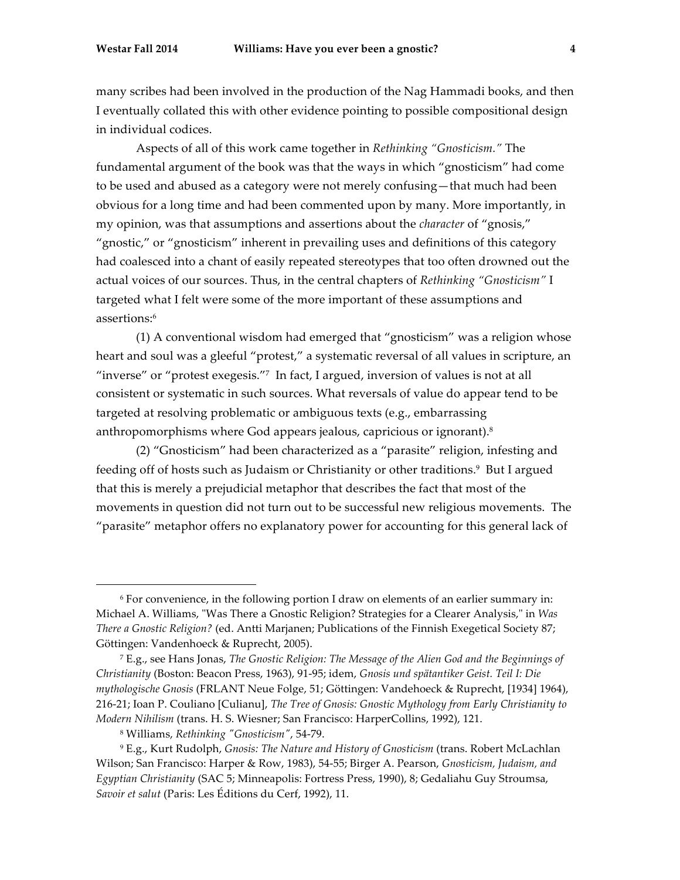many scribes had been involved in the production of the Nag Hammadi books, and then I eventually collated this with other evidence pointing to possible compositional design in individual codices.

Aspects of all of this work came together in *Rethinking "Gnosticism."* The fundamental argument of the book was that the ways in which "gnosticism" had come to be used and abused as a category were not merely confusing—that much had been obvious for a long time and had been commented upon by many. More importantly, in my opinion, was that assumptions and assertions about the *character* of "gnosis," "gnostic," or "gnosticism" inherent in prevailing uses and definitions of this category had coalesced into a chant of easily repeated stereotypes that too often drowned out the actual voices of our sources. Thus, in the central chapters of *Rethinking "Gnosticism"* I targeted what I felt were some of the more important of these assumptions and assertions:[6]

(1) A conventional wisdom had emerged that "gnosticism" was a religion whose heart and soul was a gleeful "protest," a systematic reversal of all values in scripture, an "inverse" or "protest exegesis."[7] In fact, I argued, inversion of values is not at all consistent or systematic in such sources. What reversals of value do appear tend to be targeted at resolving problematic or ambiguous texts (e.g., embarrassing anthropomorphisms where God appears jealous, capricious or ignorant).[8]

(2) "Gnosticism" had been characterized as a "parasite" religion, infesting and feeding off of hosts such as Judaism or Christianity or other traditions.[9] But I argued that this is merely a prejudicial metaphor that describes the fact that most of the movements in question did not turn out to be successful new religious movements. The "parasite" metaphor offers no explanatory power for accounting for this general lack of

---

[6] For convenience, in the following portion I draw on elements of an earlier summary in: Michael A. Williams, "Was There a Gnostic Religion? Strategies for a Clearer Analysis," in *Was There a Gnostic Religion?* (ed. Antti Marjanen; Publications of the Finnish Exegetical Society 87; Göttingen: Vandenhoeck & Ruprecht, 2005).

[7] E.g., see Hans Jonas, *The Gnostic Religion: The Message of the Alien God and the Beginnings of Christianity* (Boston: Beacon Press, 1963), 91-95; idem, *Gnosis und spätantiker Geist. Teil I: Die mythologische Gnosis* (FRLANT Neue Folge, 51; Göttingen: Vandehoeck & Ruprecht, [1934] 1964), 216-21; Ioan P. Couliano [Culianu], *The Tree of Gnosis: Gnostic Mythology from Early Christianity to Modern Nihilism* (trans. H. S. Wiesner; San Francisco: HarperCollins, 1992), 121.

[8] Williams, *Rethinking "Gnosticism"*, 54-79.

[9] E.g., Kurt Rudolph, *Gnosis: The Nature and History of Gnosticism* (trans. Robert McLachlan Wilson; San Francisco: Harper & Row, 1983), 54-55; Birger A. Pearson, *Gnosticism, Judaism, and Egyptian Christianity* (SAC 5; Minneapolis: Fortress Press, 1990), 8; Gedaliahu Guy Stroumsa, *Savoir et salut* (Paris: Les Éditions du Cerf, 1992), 11.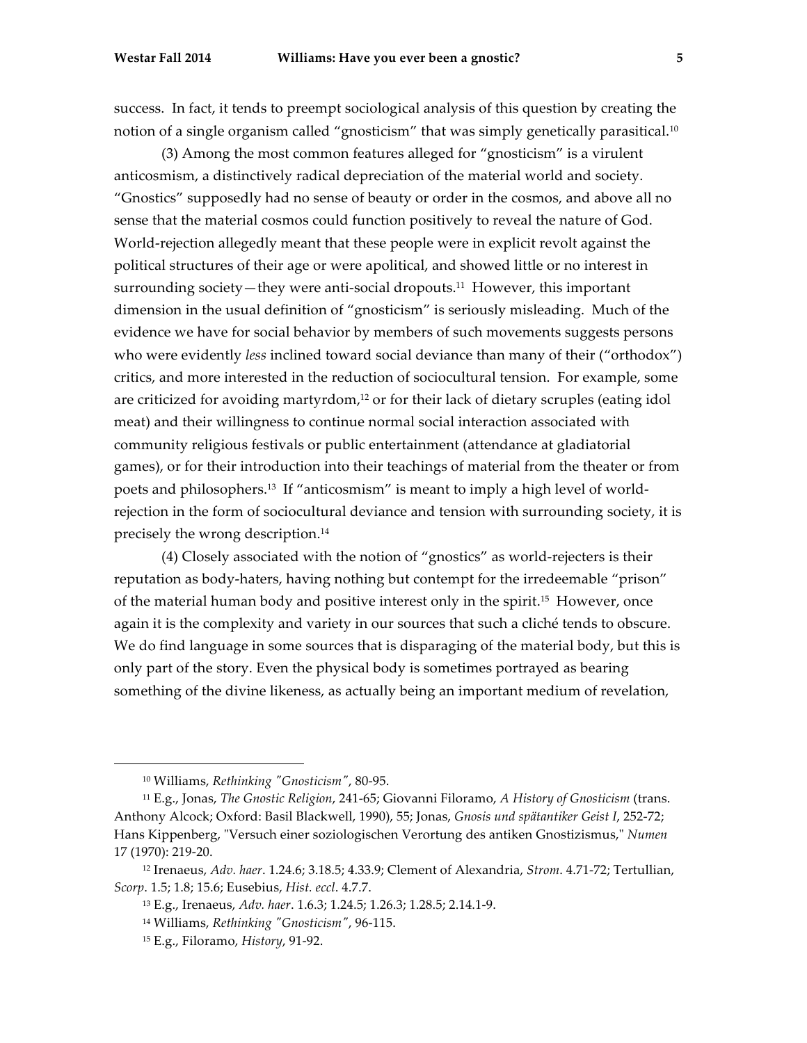success. In fact, it tends to preempt sociological analysis of this question by creating the notion of a single organism called "gnosticism" that was simply genetically parasitical.[10]

(3) Among the most common features alleged for "gnosticism" is a virulent anticosmism, a distinctively radical depreciation of the material world and society. "Gnostics" supposedly had no sense of beauty or order in the cosmos, and above all no sense that the material cosmos could function positively to reveal the nature of God. World-rejection allegedly meant that these people were in explicit revolt against the political structures of their age or were apolitical, and showed little or no interest in surrounding society—they were anti-social dropouts.[11] However, this important dimension in the usual definition of "gnosticism" is seriously misleading. Much of the evidence we have for social behavior by members of such movements suggests persons who were evidently *less* inclined toward social deviance than many of their ("orthodox") critics, and more interested in the reduction of sociocultural tension. For example, some are criticized for avoiding martyrdom,[12] or for their lack of dietary scruples (eating idol meat) and their willingness to continue normal social interaction associated with community religious festivals or public entertainment (attendance at gladiatorial games), or for their introduction into their teachings of material from the theater or from poets and philosophers.[13] If "anticosmism" is meant to imply a high level of world-rejection in the form of sociocultural deviance and tension with surrounding society, it is precisely the wrong description.[14]

(4) Closely associated with the notion of "gnostics" as world-rejecters is their reputation as body-haters, having nothing but contempt for the irredeemable "prison" of the material human body and positive interest only in the spirit.[15] However, once again it is the complexity and variety in our sources that such a cliché tends to obscure. We do find language in some sources that is disparaging of the material body, but this is only part of the story. Even the physical body is sometimes portrayed as bearing something of the divine likeness, as actually being an important medium of revelation,

---

[10] Williams, *Rethinking "Gnosticism"*, 80-95.

[11] E.g., Jonas, *The Gnostic Religion*, 241-65; Giovanni Filoramo, *A History of Gnosticism* (trans. Anthony Alcock; Oxford: Basil Blackwell, 1990), 55; Jonas, *Gnosis und spätantiker Geist I*, 252-72; Hans Kippenberg, "Versuch einer soziologischen Verortung des antiken Gnostizismus," *Numen* 17 (1970): 219-20.

[12] Irenaeus, *Adv. haer*. 1.24.6; 3.18.5; 4.33.9; Clement of Alexandria, *Strom*. 4.71-72; Tertullian, *Scorp*. 1.5; 1.8; 15.6; Eusebius, *Hist. eccl*. 4.7.7.

[13] E.g., Irenaeus, *Adv. haer*. 1.6.3; 1.24.5; 1.26.3; 1.28.5; 2.14.1-9.

[14] Williams, *Rethinking "Gnosticism"*, 96-115.

[15] E.g., Filoramo, *History*, 91-92.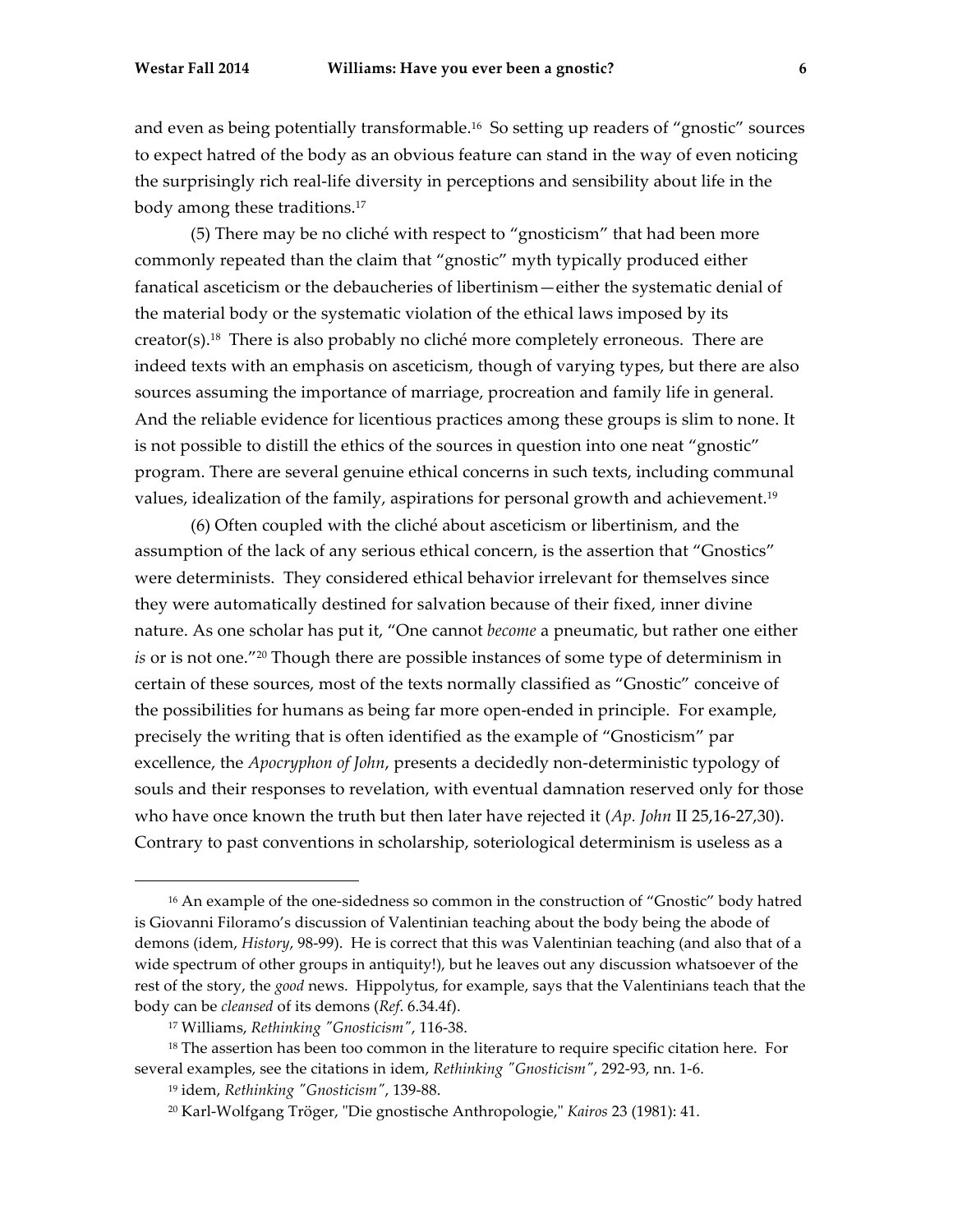and even as being potentially transformable.[16] So setting up readers of "gnostic" sources to expect hatred of the body as an obvious feature can stand in the way of even noticing the surprisingly rich real-life diversity in perceptions and sensibility about life in the body among these traditions.[17]

(5) There may be no cliché with respect to "gnosticism" that had been more commonly repeated than the claim that "gnostic" myth typically produced either fanatical asceticism or the debaucheries of libertinism—either the systematic denial of the material body or the systematic violation of the ethical laws imposed by its creator(s).[18] There is also probably no cliché more completely erroneous. There are indeed texts with an emphasis on asceticism, though of varying types, but there are also sources assuming the importance of marriage, procreation and family life in general. And the reliable evidence for licentious practices among these groups is slim to none. It is not possible to distill the ethics of the sources in question into one neat "gnostic" program. There are several genuine ethical concerns in such texts, including communal values, idealization of the family, aspirations for personal growth and achievement.[19]

(6) Often coupled with the cliché about asceticism or libertinism, and the assumption of the lack of any serious ethical concern, is the assertion that "Gnostics" were determinists. They considered ethical behavior irrelevant for themselves since they were automatically destined for salvation because of their fixed, inner divine nature. As one scholar has put it, "One cannot *become* a pneumatic, but rather one either *is* or is not one."[20] Though there are possible instances of some type of determinism in certain of these sources, most of the texts normally classified as "Gnostic" conceive of the possibilities for humans as being far more open-ended in principle. For example, precisely the writing that is often identified as the example of "Gnosticism" par excellence, the *Apocryphon of John*, presents a decidedly non-deterministic typology of souls and their responses to revelation, with eventual damnation reserved only for those who have once known the truth but then later have rejected it (*Ap. John* II 25,16-27,30). Contrary to past conventions in scholarship, soteriological determinism is useless as a

---

[16] An example of the one-sidedness so common in the construction of "Gnostic" body hatred is Giovanni Filoramo's discussion of Valentinian teaching about the body being the abode of demons (idem, *History*, 98-99). He is correct that this was Valentinian teaching (and also that of a wide spectrum of other groups in antiquity!), but he leaves out any discussion whatsoever of the rest of the story, the *good* news. Hippolytus, for example, says that the Valentinians teach that the body can be *cleansed* of its demons (*Ref*. 6.34.4f).

[17] Williams, *Rethinking "Gnosticism"*, 116-38.

[18] The assertion has been too common in the literature to require specific citation here. For several examples, see the citations in idem, *Rethinking "Gnosticism"*, 292-93, nn. 1-6.

[19] idem, *Rethinking "Gnosticism"*, 139-88.

[20] Karl-Wolfgang Tröger, "Die gnostische Anthropologie," *Kairos* 23 (1981): 41.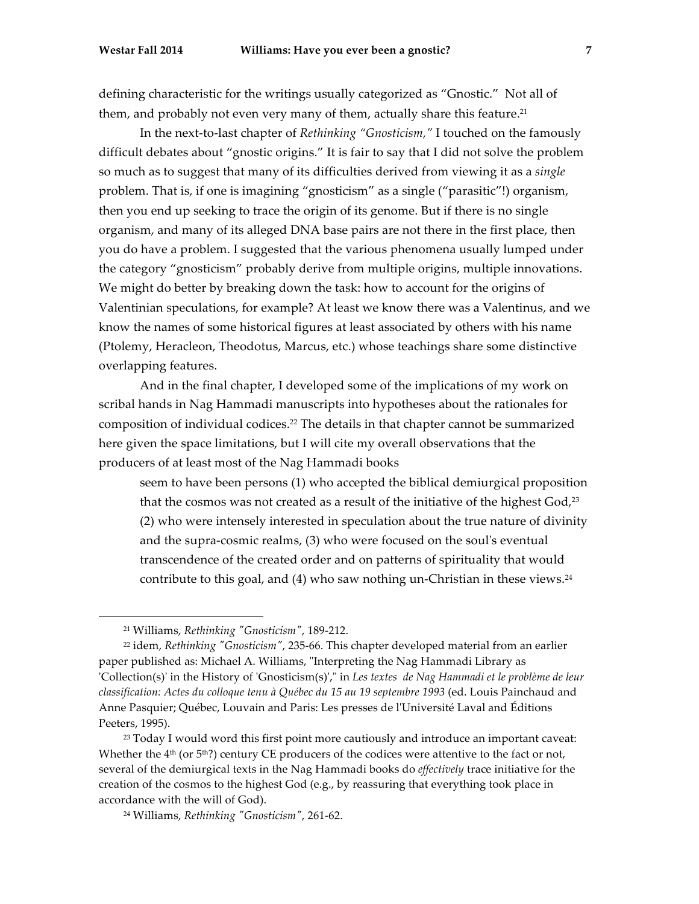defining characteristic for the writings usually categorized as "Gnostic." Not all of them, and probably not even very many of them, actually share this feature.[21]

In the next-to-last chapter of *Rethinking "Gnosticism,"* I touched on the famously difficult debates about "gnostic origins." It is fair to say that I did not solve the problem so much as to suggest that many of its difficulties derived from viewing it as a *single* problem. That is, if one is imagining "gnosticism" as a single ("parasitic"!) organism, then you end up seeking to trace the origin of its genome. But if there is no single organism, and many of its alleged DNA base pairs are not there in the first place, then you do have a problem. I suggested that the various phenomena usually lumped under the category "gnosticism" probably derive from multiple origins, multiple innovations. We might do better by breaking down the task: how to account for the origins of Valentinian speculations, for example? At least we know there was a Valentinus, and we know the names of some historical figures at least associated by others with his name (Ptolemy, Heracleon, Theodotus, Marcus, etc.) whose teachings share some distinctive overlapping features.

And in the final chapter, I developed some of the implications of my work on scribal hands in Nag Hammadi manuscripts into hypotheses about the rationales for composition of individual codices.[22] The details in that chapter cannot be summarized here given the space limitations, but I will cite my overall observations that the producers of at least most of the Nag Hammadi books

> seem to have been persons (1) who accepted the biblical demiurgical proposition that the cosmos was not created as a result of the initiative of the highest God,[23] (2) who were intensely interested in speculation about the true nature of divinity and the supra-cosmic realms, (3) who were focused on the soul's eventual transcendence of the created order and on patterns of spirituality that would contribute to this goal, and (4) who saw nothing un-Christian in these views.[24]

---

[21] Williams, *Rethinking "Gnosticism"*, 189-212.

[22] idem, *Rethinking "Gnosticism"*, 235-66. This chapter developed material from an earlier paper published as: Michael A. Williams, "Interpreting the Nag Hammadi Library as 'Collection(s)' in the History of 'Gnosticism(s)'," in *Les textes de Nag Hammadi et le problème de leur classification: Actes du colloque tenu à Québec du 15 au 19 septembre 1993* (ed. Louis Painchaud and Anne Pasquier; Québec, Louvain and Paris: Les presses de l'Université Laval and Éditions Peeters, 1995).

[23] Today I would word this first point more cautiously and introduce an important caveat: Whether the 4th (or 5th?) century CE producers of the codices were attentive to the fact or not, several of the demiurgical texts in the Nag Hammadi books do *effectively* trace initiative for the creation of the cosmos to the highest God (e.g., by reassuring that everything took place in accordance with the will of God).

[24] Williams, *Rethinking "Gnosticism"*, 261-62.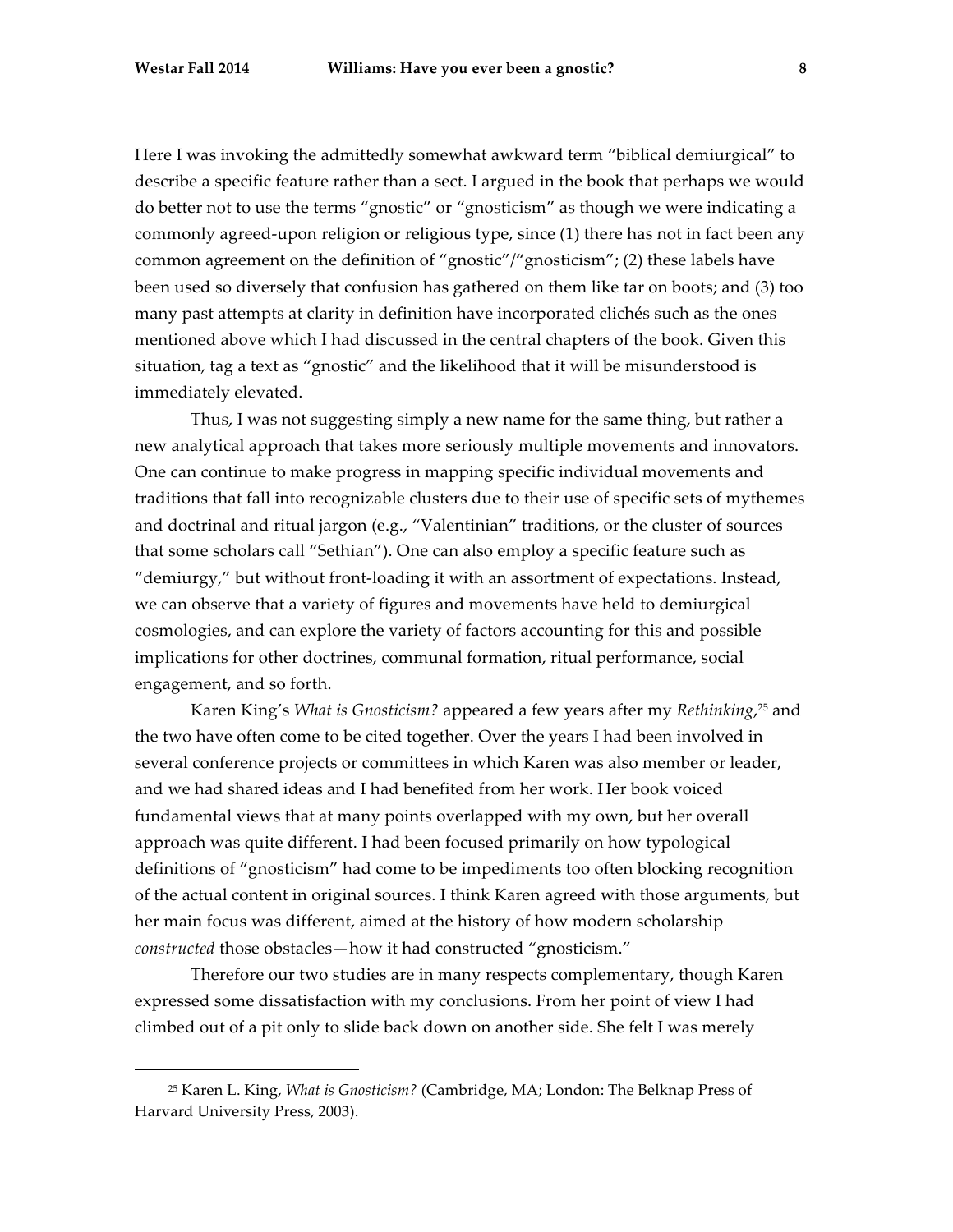Here I was invoking the admittedly somewhat awkward term "biblical demiurgical" to describe a specific feature rather than a sect. I argued in the book that perhaps we would do better not to use the terms "gnostic" or "gnosticism" as though we were indicating a commonly agreed-upon religion or religious type, since (1) there has not in fact been any common agreement on the definition of "gnostic"/"gnosticism"; (2) these labels have been used so diversely that confusion has gathered on them like tar on boots; and (3) too many past attempts at clarity in definition have incorporated clichés such as the ones mentioned above which I had discussed in the central chapters of the book. Given this situation, tag a text as "gnostic" and the likelihood that it will be misunderstood is immediately elevated.

Thus, I was not suggesting simply a new name for the same thing, but rather a new analytical approach that takes more seriously multiple movements and innovators. One can continue to make progress in mapping specific individual movements and traditions that fall into recognizable clusters due to their use of specific sets of mythemes and doctrinal and ritual jargon (e.g., "Valentinian" traditions, or the cluster of sources that some scholars call "Sethian"). One can also employ a specific feature such as "demiurgy," but without front-loading it with an assortment of expectations. Instead, we can observe that a variety of figures and movements have held to demiurgical cosmologies, and can explore the variety of factors accounting for this and possible implications for other doctrines, communal formation, ritual performance, social engagement, and so forth.

Karen King's *What is Gnosticism?* appeared a few years after my *Rethinking*,[25] and the two have often come to be cited together. Over the years I had been involved in several conference projects or committees in which Karen was also member or leader, and we had shared ideas and I had benefited from her work. Her book voiced fundamental views that at many points overlapped with my own, but her overall approach was quite different. I had been focused primarily on how typological definitions of "gnosticism" had come to be impediments too often blocking recognition of the actual content in original sources. I think Karen agreed with those arguments, but her main focus was different, aimed at the history of how modern scholarship *constructed* those obstacles—how it had constructed "gnosticism."

Therefore our two studies are in many respects complementary, though Karen expressed some dissatisfaction with my conclusions. From her point of view I had climbed out of a pit only to slide back down on another side. She felt I was merely

[25] Karen L. King, *What is Gnosticism?* (Cambridge, MA; London: The Belknap Press of Harvard University Press, 2003).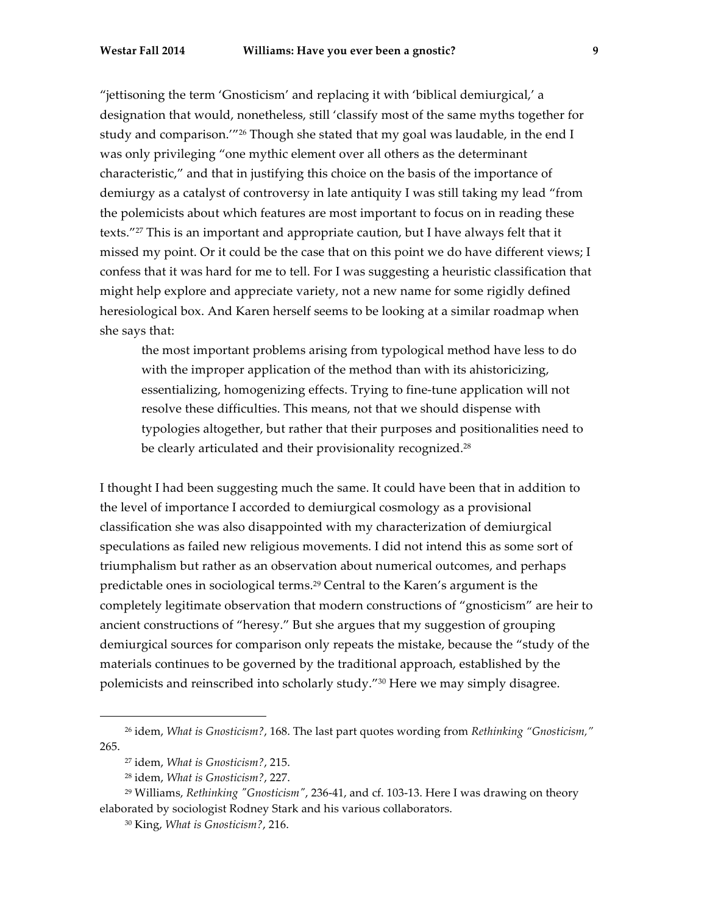"jettisoning the term 'Gnosticism' and replacing it with 'biblical demiurgical,' a designation that would, nonetheless, still 'classify most of the same myths together for study and comparison.'"[26] Though she stated that my goal was laudable, in the end I was only privileging "one mythic element over all others as the determinant characteristic," and that in justifying this choice on the basis of the importance of demiurgy as a catalyst of controversy in late antiquity I was still taking my lead "from the polemicists about which features are most important to focus on in reading these texts."[27] This is an important and appropriate caution, but I have always felt that it missed my point. Or it could be the case that on this point we do have different views; I confess that it was hard for me to tell. For I was suggesting a heuristic classification that might help explore and appreciate variety, not a new name for some rigidly defined heresiological box. And Karen herself seems to be looking at a similar roadmap when she says that:

> the most important problems arising from typological method have less to do with the improper application of the method than with its ahistoricizing, essentializing, homogenizing effects. Trying to fine-tune application will not resolve these difficulties. This means, not that we should dispense with typologies altogether, but rather that their purposes and positionalities need to be clearly articulated and their provisionality recognized.[28]

I thought I had been suggesting much the same. It could have been that in addition to the level of importance I accorded to demiurgical cosmology as a provisional classification she was also disappointed with my characterization of demiurgical speculations as failed new religious movements. I did not intend this as some sort of triumphalism but rather as an observation about numerical outcomes, and perhaps predictable ones in sociological terms.[29] Central to the Karen's argument is the completely legitimate observation that modern constructions of "gnosticism" are heir to ancient constructions of "heresy." But she argues that my suggestion of grouping demiurgical sources for comparison only repeats the mistake, because the "study of the materials continues to be governed by the traditional approach, established by the polemicists and reinscribed into scholarly study."[30] Here we may simply disagree.

---

[26] idem, *What is Gnosticism?*, 168. The last part quotes wording from *Rethinking "Gnosticism,"* 265.

[27] idem, *What is Gnosticism?*, 215.

[28] idem, *What is Gnosticism?*, 227.

[29] Williams, *Rethinking "Gnosticism"*, 236-41, and cf. 103-13. Here I was drawing on theory elaborated by sociologist Rodney Stark and his various collaborators.

[30] King, *What is Gnosticism?*, 216.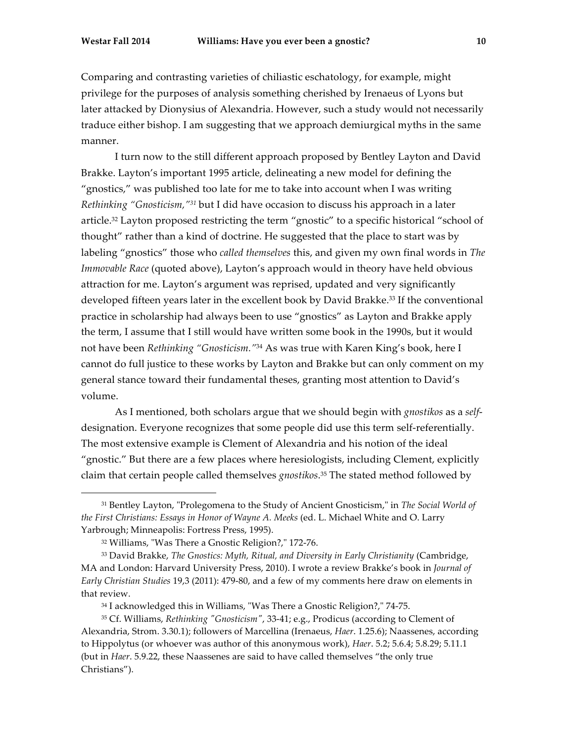Comparing and contrasting varieties of chiliastic eschatology, for example, might privilege for the purposes of analysis something cherished by Irenaeus of Lyons but later attacked by Dionysius of Alexandria. However, such a study would not necessarily traduce either bishop. I am suggesting that we approach demiurgical myths in the same manner.

I turn now to the still different approach proposed by Bentley Layton and David Brakke. Layton's important 1995 article, delineating a new model for defining the "gnostics," was published too late for me to take into account when I was writing *Rethinking "Gnosticism,"*[31] but I did have occasion to discuss his approach in a later article.[32] Layton proposed restricting the term "gnostic" to a specific historical "school of thought" rather than a kind of doctrine. He suggested that the place to start was by labeling "gnostics" those who *called themselves* this, and given my own final words in *The Immovable Race* (quoted above), Layton's approach would in theory have held obvious attraction for me. Layton's argument was reprised, updated and very significantly developed fifteen years later in the excellent book by David Brakke.[33] If the conventional practice in scholarship had always been to use "gnostics" as Layton and Brakke apply the term, I assume that I still would have written some book in the 1990s, but it would not have been *Rethinking "Gnosticism."*[34] As was true with Karen King's book, here I cannot do full justice to these works by Layton and Brakke but can only comment on my general stance toward their fundamental theses, granting most attention to David's volume.

As I mentioned, both scholars argue that we should begin with *gnostikos* as a *self*-designation. Everyone recognizes that some people did use this term self-referentially. The most extensive example is Clement of Alexandria and his notion of the ideal "gnostic." But there are a few places where heresiologists, including Clement, explicitly claim that certain people called themselves *gnostikos*.[35] The stated method followed by

---

[31] Bentley Layton, "Prolegomena to the Study of Ancient Gnosticism," in *The Social World of the First Christians: Essays in Honor of Wayne A. Meeks* (ed. L. Michael White and O. Larry Yarbrough; Minneapolis: Fortress Press, 1995).

[32] Williams, "Was There a Gnostic Religion?," 172-76.

[33] David Brakke, *The Gnostics: Myth, Ritual, and Diversity in Early Christianity* (Cambridge, MA and London: Harvard University Press, 2010). I wrote a review Brakke's book in *Journal of Early Christian Studies* 19,3 (2011): 479-80, and a few of my comments here draw on elements in that review.

[34] I acknowledged this in Williams, "Was There a Gnostic Religion?," 74-75.

[35] Cf. Williams, *Rethinking "Gnosticism"*, 33-41; e.g., Prodicus (according to Clement of Alexandria, Strom. 3.30.1); followers of Marcellina (Irenaeus, *Haer*. 1.25.6); Naassenes, according to Hippolytus (or whoever was author of this anonymous work), *Haer*. 5.2; 5.6.4; 5.8.29; 5.11.1 (but in *Haer*. 5.9.22, these Naassenes are said to have called themselves "the only true Christians").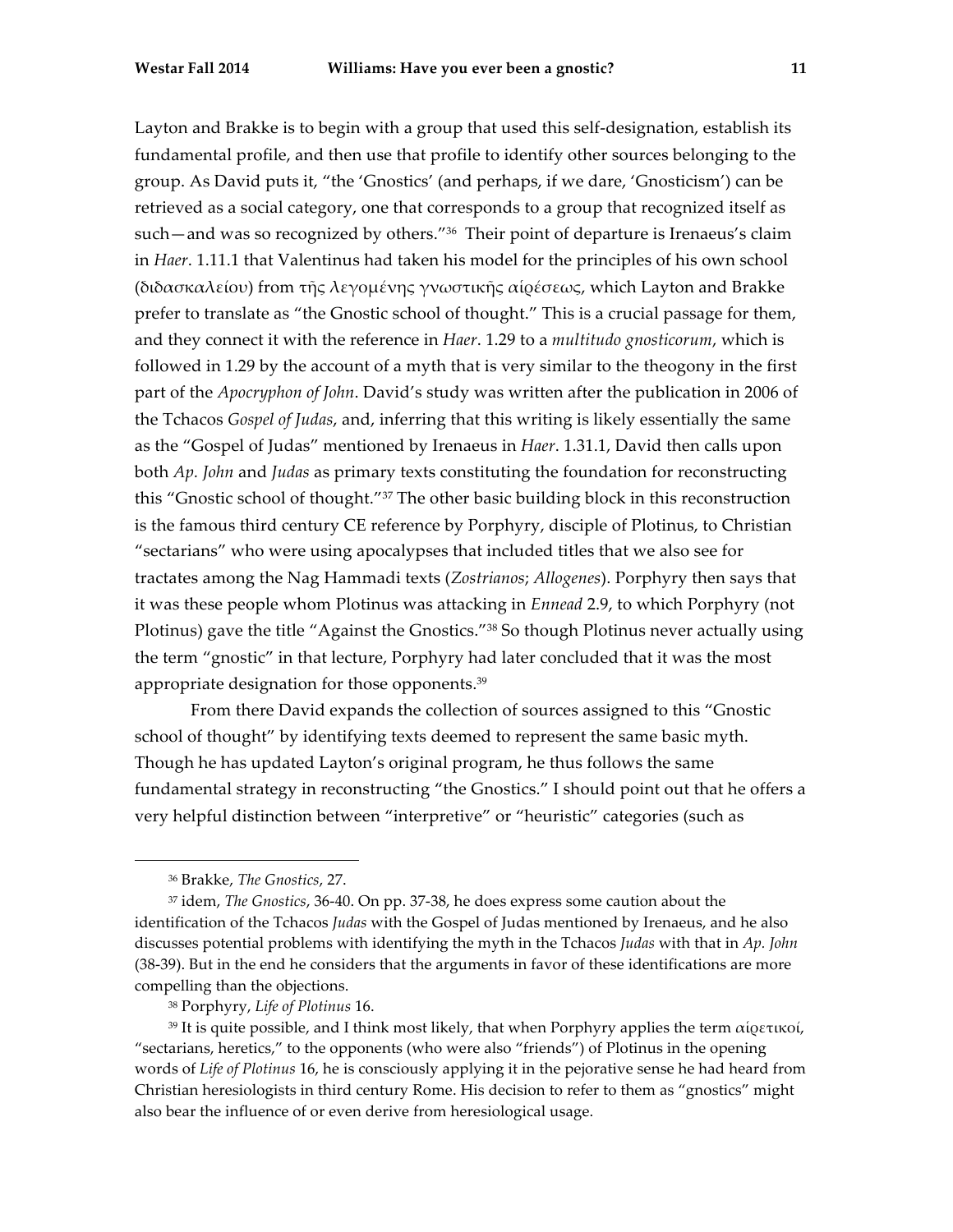Layton and Brakke is to begin with a group that used this self-designation, establish its fundamental profile, and then use that profile to identify other sources belonging to the group. As David puts it, "the 'Gnostics' (and perhaps, if we dare, 'Gnosticism') can be retrieved as a social category, one that corresponds to a group that recognized itself as such—and was so recognized by others."[36] Their point of departure is Irenaeus's claim in *Haer*. 1.11.1 that Valentinus had taken his model for the principles of his own school (διδασκαλείου) from τῆς λεγομένης γνωστικῆς αἱρέσεως, which Layton and Brakke prefer to translate as "the Gnostic school of thought." This is a crucial passage for them, and they connect it with the reference in *Haer*. 1.29 to a *multitudo gnosticorum*, which is followed in 1.29 by the account of a myth that is very similar to the theogony in the first part of the *Apocryphon of John*. David's study was written after the publication in 2006 of the Tchacos *Gospel of Judas*, and, inferring that this writing is likely essentially the same as the "Gospel of Judas" mentioned by Irenaeus in *Haer*. 1.31.1, David then calls upon both *Ap. John* and *Judas* as primary texts constituting the foundation for reconstructing this "Gnostic school of thought."[37] The other basic building block in this reconstruction is the famous third century CE reference by Porphyry, disciple of Plotinus, to Christian "sectarians" who were using apocalypses that included titles that we also see for tractates among the Nag Hammadi texts (*Zostrianos*; *Allogenes*). Porphyry then says that it was these people whom Plotinus was attacking in *Ennead* 2.9, to which Porphyry (not Plotinus) gave the title "Against the Gnostics."[38] So though Plotinus never actually using the term "gnostic" in that lecture, Porphyry had later concluded that it was the most appropriate designation for those opponents.[39]

From there David expands the collection of sources assigned to this "Gnostic school of thought" by identifying texts deemed to represent the same basic myth. Though he has updated Layton's original program, he thus follows the same fundamental strategy in reconstructing "the Gnostics." I should point out that he offers a very helpful distinction between "interpretive" or "heuristic" categories (such as

---

[36] Brakke, *The Gnostics*, 27.

[37] idem, *The Gnostics*, 36-40. On pp. 37-38, he does express some caution about the identification of the Tchacos *Judas* with the Gospel of Judas mentioned by Irenaeus, and he also discusses potential problems with identifying the myth in the Tchacos *Judas* with that in *Ap. John* (38-39). But in the end he considers that the arguments in favor of these identifications are more compelling than the objections.

[38] Porphyry, *Life of Plotinus* 16.

[39] It is quite possible, and I think most likely, that when Porphyry applies the term αἱρετικοί, "sectarians, heretics," to the opponents (who were also "friends") of Plotinus in the opening words of *Life of Plotinus* 16, he is consciously applying it in the pejorative sense he had heard from Christian heresiologists in third century Rome. His decision to refer to them as "gnostics" might also bear the influence of or even derive from heresiological usage.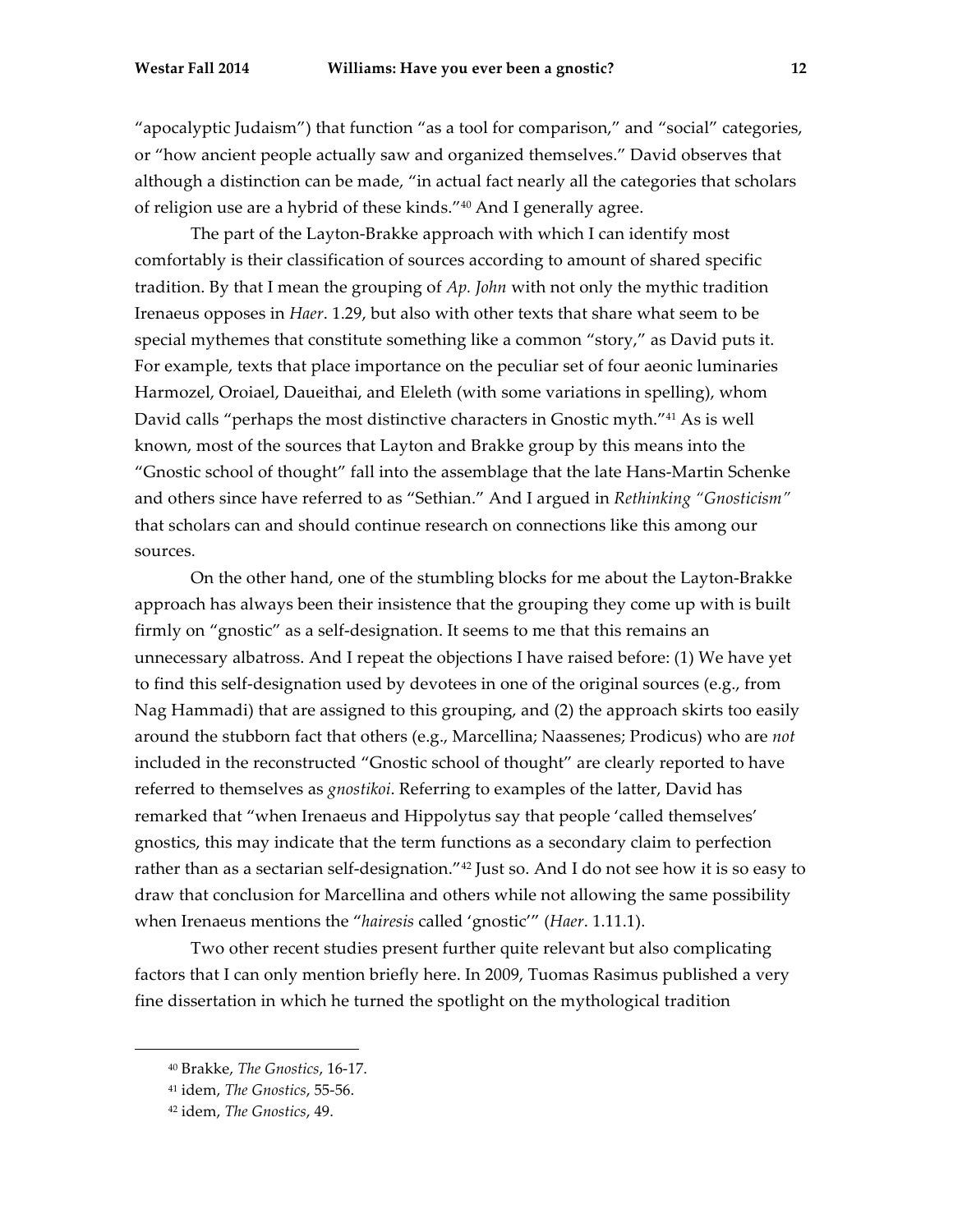"apocalyptic Judaism") that function "as a tool for comparison," and "social" categories, or "how ancient people actually saw and organized themselves." David observes that although a distinction can be made, "in actual fact nearly all the categories that scholars of religion use are a hybrid of these kinds."[40] And I generally agree.

The part of the Layton-Brakke approach with which I can identify most comfortably is their classification of sources according to amount of shared specific tradition. By that I mean the grouping of *Ap. John* with not only the mythic tradition Irenaeus opposes in *Haer*. 1.29, but also with other texts that share what seem to be special mythemes that constitute something like a common "story," as David puts it. For example, texts that place importance on the peculiar set of four aeonic luminaries Harmozel, Oroiael, Daueithai, and Eleleth (with some variations in spelling), whom David calls "perhaps the most distinctive characters in Gnostic myth."[41] As is well known, most of the sources that Layton and Brakke group by this means into the "Gnostic school of thought" fall into the assemblage that the late Hans-Martin Schenke and others since have referred to as "Sethian." And I argued in *Rethinking "Gnosticism"* that scholars can and should continue research on connections like this among our sources.

On the other hand, one of the stumbling blocks for me about the Layton-Brakke approach has always been their insistence that the grouping they come up with is built firmly on "gnostic" as a self-designation. It seems to me that this remains an unnecessary albatross. And I repeat the objections I have raised before: (1) We have yet to find this self-designation used by devotees in one of the original sources (e.g., from Nag Hammadi) that are assigned to this grouping, and (2) the approach skirts too easily around the stubborn fact that others (e.g., Marcellina; Naassenes; Prodicus) who are *not* included in the reconstructed "Gnostic school of thought" are clearly reported to have referred to themselves as *gnostikoi*. Referring to examples of the latter, David has remarked that "when Irenaeus and Hippolytus say that people 'called themselves' gnostics, this may indicate that the term functions as a secondary claim to perfection rather than as a sectarian self-designation."[42] Just so. And I do not see how it is so easy to draw that conclusion for Marcellina and others while not allowing the same possibility when Irenaeus mentions the "*hairesis* called 'gnostic'" (*Haer*. 1.11.1).

Two other recent studies present further quite relevant but also complicating factors that I can only mention briefly here. In 2009, Tuomas Rasimus published a very fine dissertation in which he turned the spotlight on the mythological tradition

---

[40] Brakke, *The Gnostics*, 16-17.

[41] idem, *The Gnostics*, 55-56.

[42] idem, *The Gnostics*, 49.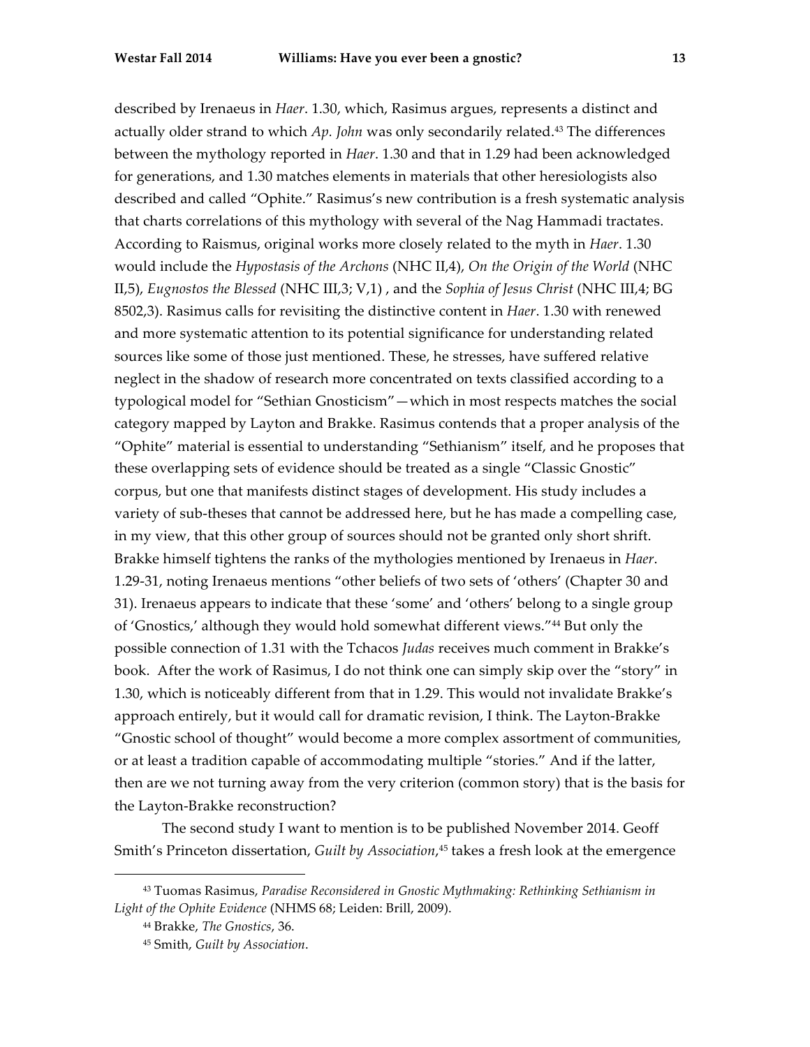described by Irenaeus in *Haer*. 1.30, which, Rasimus argues, represents a distinct and actually older strand to which *Ap. John* was only secondarily related.[43] The differences between the mythology reported in *Haer*. 1.30 and that in 1.29 had been acknowledged for generations, and 1.30 matches elements in materials that other heresiologists also described and called "Ophite." Rasimus's new contribution is a fresh systematic analysis that charts correlations of this mythology with several of the Nag Hammadi tractates. According to Raismus, original works more closely related to the myth in *Haer*. 1.30 would include the *Hypostasis of the Archons* (NHC II,4), *On the Origin of the World* (NHC II,5), *Eugnostos the Blessed* (NHC III,3; V,1) , and the *Sophia of Jesus Christ* (NHC III,4; BG 8502,3). Rasimus calls for revisiting the distinctive content in *Haer*. 1.30 with renewed and more systematic attention to its potential significance for understanding related sources like some of those just mentioned. These, he stresses, have suffered relative neglect in the shadow of research more concentrated on texts classified according to a typological model for "Sethian Gnosticism"—which in most respects matches the social category mapped by Layton and Brakke. Rasimus contends that a proper analysis of the "Ophite" material is essential to understanding "Sethianism" itself, and he proposes that these overlapping sets of evidence should be treated as a single "Classic Gnostic" corpus, but one that manifests distinct stages of development. His study includes a variety of sub-theses that cannot be addressed here, but he has made a compelling case, in my view, that this other group of sources should not be granted only short shrift. Brakke himself tightens the ranks of the mythologies mentioned by Irenaeus in *Haer*. 1.29-31, noting Irenaeus mentions "other beliefs of two sets of 'others' (Chapter 30 and 31). Irenaeus appears to indicate that these 'some' and 'others' belong to a single group of 'Gnostics,' although they would hold somewhat different views."[44] But only the possible connection of 1.31 with the Tchacos *Judas* receives much comment in Brakke's book. After the work of Rasimus, I do not think one can simply skip over the "story" in 1.30, which is noticeably different from that in 1.29. This would not invalidate Brakke's approach entirely, but it would call for dramatic revision, I think. The Layton-Brakke "Gnostic school of thought" would become a more complex assortment of communities, or at least a tradition capable of accommodating multiple "stories." And if the latter, then are we not turning away from the very criterion (common story) that is the basis for the Layton-Brakke reconstruction?

The second study I want to mention is to be published November 2014. Geoff Smith's Princeton dissertation, *Guilt by Association*,[45] takes a fresh look at the emergence

---

[43] Tuomas Rasimus, *Paradise Reconsidered in Gnostic Mythmaking: Rethinking Sethianism in Light of the Ophite Evidence* (NHMS 68; Leiden: Brill, 2009).

[44] Brakke, *The Gnostics*, 36.

[45] Smith, *Guilt by Association*.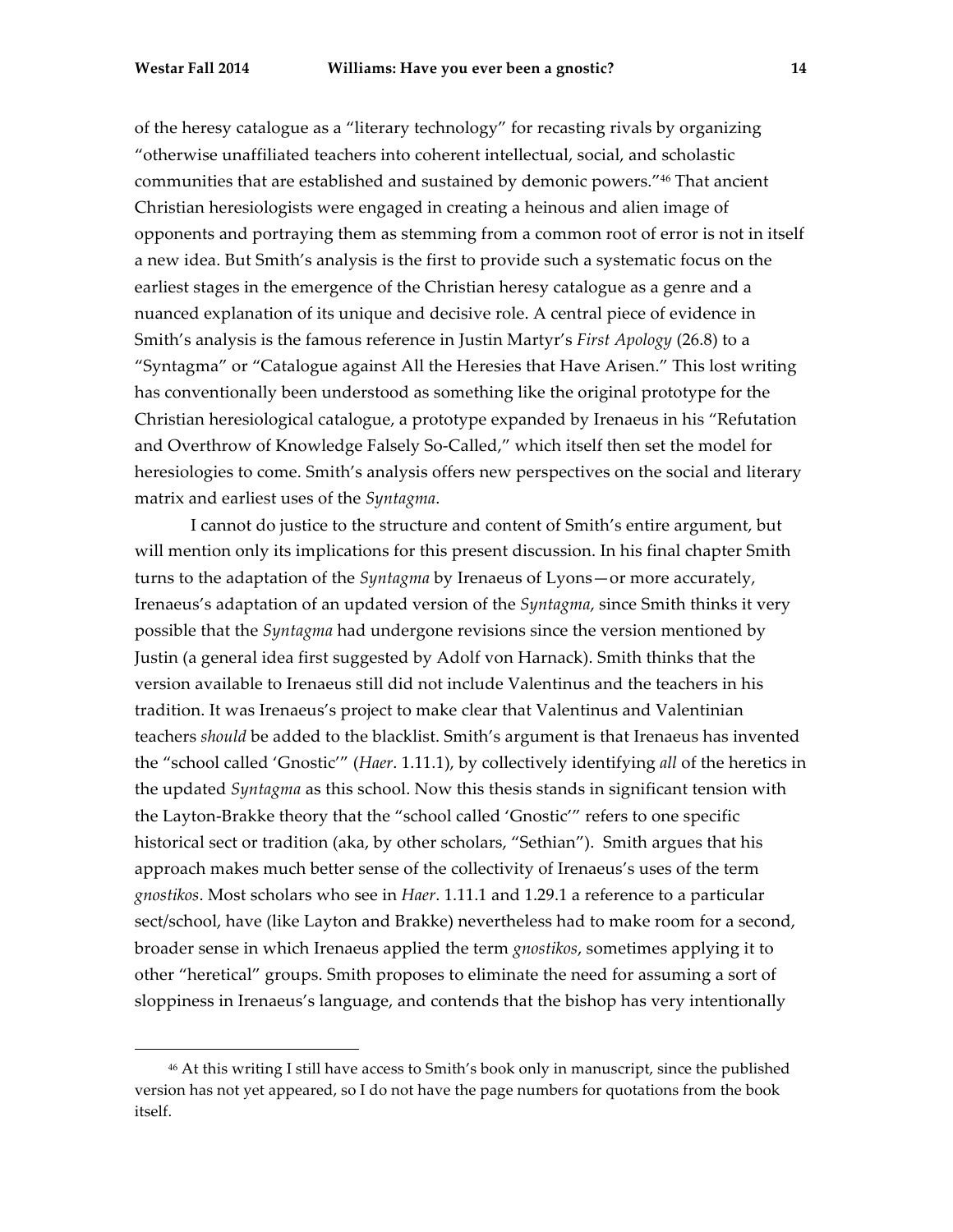of the heresy catalogue as a "literary technology" for recasting rivals by organizing "otherwise unaffiliated teachers into coherent intellectual, social, and scholastic communities that are established and sustained by demonic powers."[46] That ancient Christian heresiologists were engaged in creating a heinous and alien image of opponents and portraying them as stemming from a common root of error is not in itself a new idea. But Smith's analysis is the first to provide such a systematic focus on the earliest stages in the emergence of the Christian heresy catalogue as a genre and a nuanced explanation of its unique and decisive role. A central piece of evidence in Smith's analysis is the famous reference in Justin Martyr's *First Apology* (26.8) to a "Syntagma" or "Catalogue against All the Heresies that Have Arisen." This lost writing has conventionally been understood as something like the original prototype for the Christian heresiological catalogue, a prototype expanded by Irenaeus in his "Refutation and Overthrow of Knowledge Falsely So-Called," which itself then set the model for heresiologies to come. Smith's analysis offers new perspectives on the social and literary matrix and earliest uses of the *Syntagma*.

I cannot do justice to the structure and content of Smith's entire argument, but will mention only its implications for this present discussion. In his final chapter Smith turns to the adaptation of the *Syntagma* by Irenaeus of Lyons—or more accurately, Irenaeus's adaptation of an updated version of the *Syntagma*, since Smith thinks it very possible that the *Syntagma* had undergone revisions since the version mentioned by Justin (a general idea first suggested by Adolf von Harnack). Smith thinks that the version available to Irenaeus still did not include Valentinus and the teachers in his tradition. It was Irenaeus's project to make clear that Valentinus and Valentinian teachers *should* be added to the blacklist. Smith's argument is that Irenaeus has invented the "school called 'Gnostic'" (*Haer*. 1.11.1), by collectively identifying *all* of the heretics in the updated *Syntagma* as this school. Now this thesis stands in significant tension with the Layton-Brakke theory that the "school called 'Gnostic'" refers to one specific historical sect or tradition (aka, by other scholars, "Sethian"). Smith argues that his approach makes much better sense of the collectivity of Irenaeus's uses of the term *gnostikos*. Most scholars who see in *Haer*. 1.11.1 and 1.29.1 a reference to a particular sect/school, have (like Layton and Brakke) nevertheless had to make room for a second, broader sense in which Irenaeus applied the term *gnostikos*, sometimes applying it to other "heretical" groups. Smith proposes to eliminate the need for assuming a sort of sloppiness in Irenaeus's language, and contends that the bishop has very intentionally

---

[46] At this writing I still have access to Smith's book only in manuscript, since the published version has not yet appeared, so I do not have the page numbers for quotations from the book itself.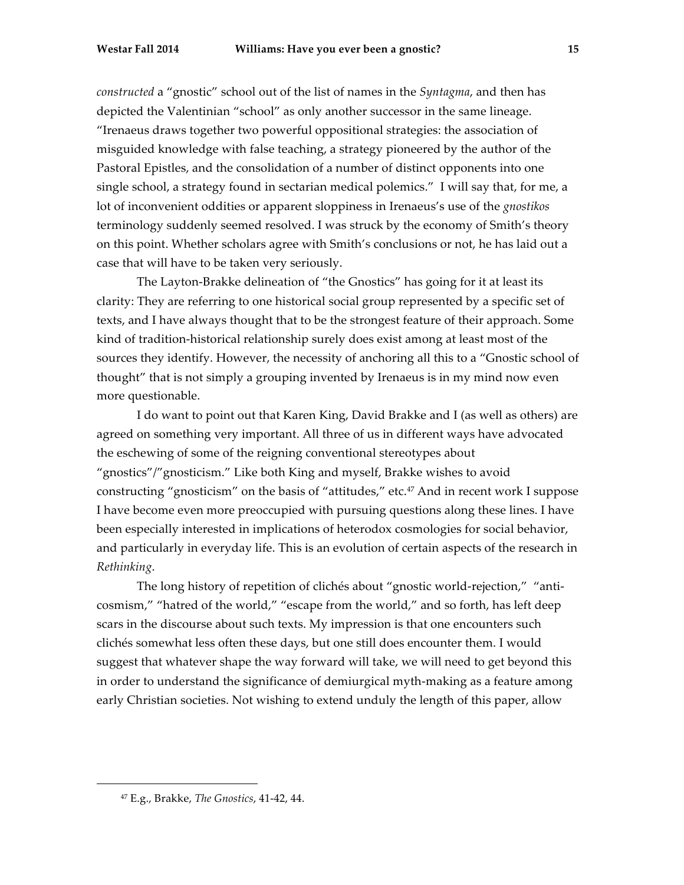*constructed* a "gnostic" school out of the list of names in the *Syntagma*, and then has depicted the Valentinian "school" as only another successor in the same lineage. "Irenaeus draws together two powerful oppositional strategies: the association of misguided knowledge with false teaching, a strategy pioneered by the author of the Pastoral Epistles, and the consolidation of a number of distinct opponents into one single school, a strategy found in sectarian medical polemics." I will say that, for me, a lot of inconvenient oddities or apparent sloppiness in Irenaeus's use of the *gnostikos* terminology suddenly seemed resolved. I was struck by the economy of Smith's theory on this point. Whether scholars agree with Smith's conclusions or not, he has laid out a case that will have to be taken very seriously.

The Layton-Brakke delineation of "the Gnostics" has going for it at least its clarity: They are referring to one historical social group represented by a specific set of texts, and I have always thought that to be the strongest feature of their approach. Some kind of tradition-historical relationship surely does exist among at least most of the sources they identify. However, the necessity of anchoring all this to a "Gnostic school of thought" that is not simply a grouping invented by Irenaeus is in my mind now even more questionable.

I do want to point out that Karen King, David Brakke and I (as well as others) are agreed on something very important. All three of us in different ways have advocated the eschewing of some of the reigning conventional stereotypes about "gnostics"/"gnosticism." Like both King and myself, Brakke wishes to avoid constructing "gnosticism" on the basis of "attitudes," etc.[47] And in recent work I suppose I have become even more preoccupied with pursuing questions along these lines. I have been especially interested in implications of heterodox cosmologies for social behavior, and particularly in everyday life. This is an evolution of certain aspects of the research in *Rethinking*.

The long history of repetition of clichés about "gnostic world-rejection," "anti-cosmism," "hatred of the world," "escape from the world," and so forth, has left deep scars in the discourse about such texts. My impression is that one encounters such clichés somewhat less often these days, but one still does encounter them. I would suggest that whatever shape the way forward will take, we will need to get beyond this in order to understand the significance of demiurgical myth-making as a feature among early Christian societies. Not wishing to extend unduly the length of this paper, allow

---

[47] E.g., Brakke, *The Gnostics*, 41-42, 44.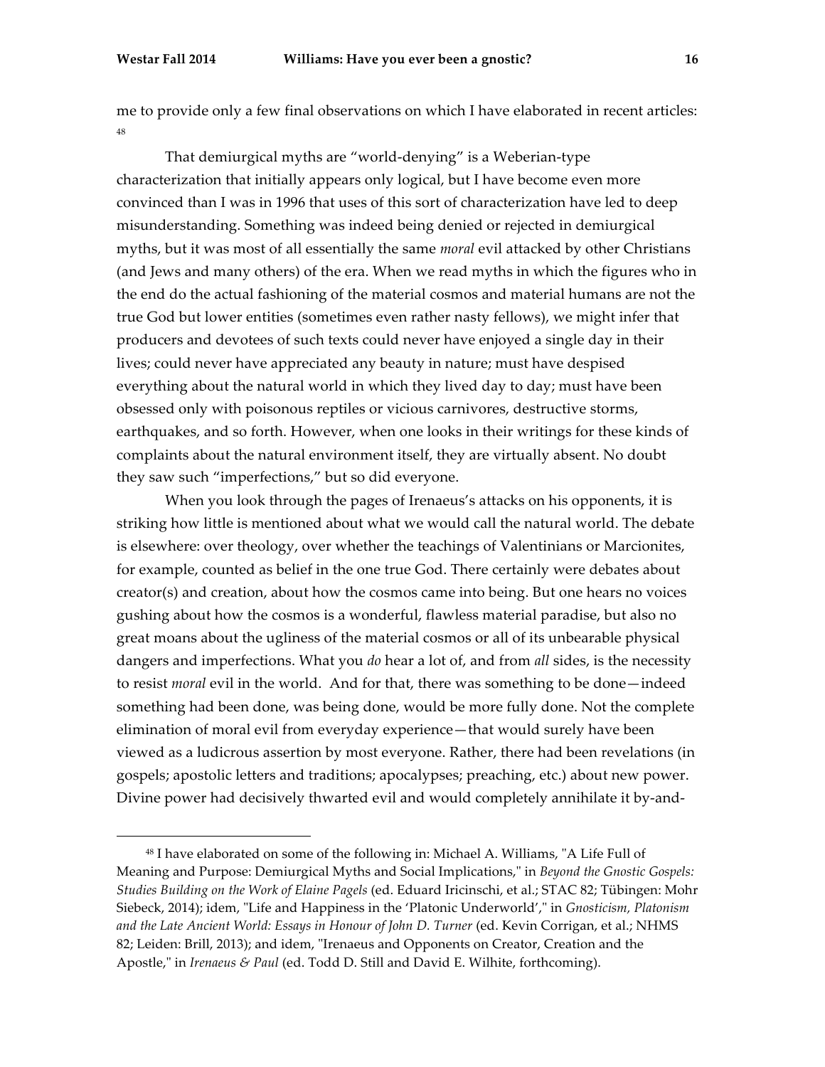me to provide only a few final observations on which I have elaborated in recent articles: [48]

That demiurgical myths are "world-denying" is a Weberian-type characterization that initially appears only logical, but I have become even more convinced than I was in 1996 that uses of this sort of characterization have led to deep misunderstanding. Something was indeed being denied or rejected in demiurgical myths, but it was most of all essentially the same *moral* evil attacked by other Christians (and Jews and many others) of the era. When we read myths in which the figures who in the end do the actual fashioning of the material cosmos and material humans are not the true God but lower entities (sometimes even rather nasty fellows), we might infer that producers and devotees of such texts could never have enjoyed a single day in their lives; could never have appreciated any beauty in nature; must have despised everything about the natural world in which they lived day to day; must have been obsessed only with poisonous reptiles or vicious carnivores, destructive storms, earthquakes, and so forth. However, when one looks in their writings for these kinds of complaints about the natural environment itself, they are virtually absent. No doubt they saw such "imperfections," but so did everyone.

When you look through the pages of Irenaeus's attacks on his opponents, it is striking how little is mentioned about what we would call the natural world. The debate is elsewhere: over theology, over whether the teachings of Valentinians or Marcionites, for example, counted as belief in the one true God. There certainly were debates about creator(s) and creation, about how the cosmos came into being. But one hears no voices gushing about how the cosmos is a wonderful, flawless material paradise, but also no great moans about the ugliness of the material cosmos or all of its unbearable physical dangers and imperfections. What you *do* hear a lot of, and from *all* sides, is the necessity to resist *moral* evil in the world. And for that, there was something to be done—indeed something had been done, was being done, would be more fully done. Not the complete elimination of moral evil from everyday experience—that would surely have been viewed as a ludicrous assertion by most everyone. Rather, there had been revelations (in gospels; apostolic letters and traditions; apocalypses; preaching, etc.) about new power. Divine power had decisively thwarted evil and would completely annihilate it by-and-

---

[48] I have elaborated on some of the following in: Michael A. Williams, "A Life Full of Meaning and Purpose: Demiurgical Myths and Social Implications," in *Beyond the Gnostic Gospels: Studies Building on the Work of Elaine Pagels* (ed. Eduard Iricinschi, et al.; STAC 82; Tübingen: Mohr Siebeck, 2014); idem, "Life and Happiness in the 'Platonic Underworld'," in *Gnosticism, Platonism and the Late Ancient World: Essays in Honour of John D. Turner* (ed. Kevin Corrigan, et al.; NHMS 82; Leiden: Brill, 2013); and idem, "Irenaeus and Opponents on Creator, Creation and the Apostle," in *Irenaeus & Paul* (ed. Todd D. Still and David E. Wilhite, forthcoming).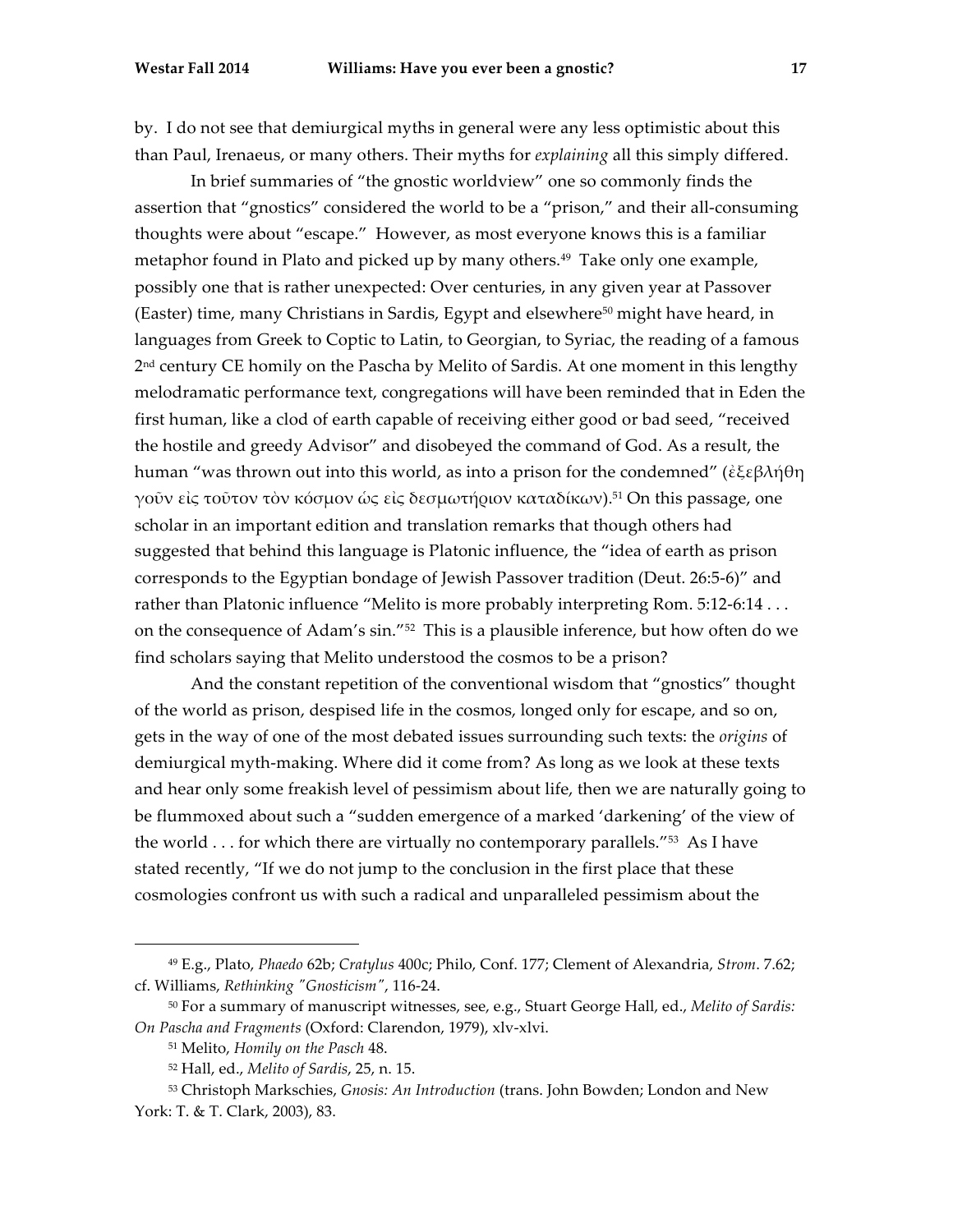by. I do not see that demiurgical myths in general were any less optimistic about this than Paul, Irenaeus, or many others. Their myths for *explaining* all this simply differed.

In brief summaries of "the gnostic worldview" one so commonly finds the assertion that "gnostics" considered the world to be a "prison," and their all-consuming thoughts were about "escape." However, as most everyone knows this is a familiar metaphor found in Plato and picked up by many others.[49] Take only one example, possibly one that is rather unexpected: Over centuries, in any given year at Passover (Easter) time, many Christians in Sardis, Egypt and elsewhere[50] might have heard, in languages from Greek to Coptic to Latin, to Georgian, to Syriac, the reading of a famous 2nd century CE homily on the Pascha by Melito of Sardis. At one moment in this lengthy melodramatic performance text, congregations will have been reminded that in Eden the first human, like a clod of earth capable of receiving either good or bad seed, "received the hostile and greedy Advisor" and disobeyed the command of God. As a result, the human "was thrown out into this world, as into a prison for the condemned" (ἐξεβλήθη γοῦν εἰς τοῦτον τὸν κόσμον ὡς εἰς δεσμωτήριον καταδίκων).[51] On this passage, one scholar in an important edition and translation remarks that though others had suggested that behind this language is Platonic influence, the "idea of earth as prison corresponds to the Egyptian bondage of Jewish Passover tradition (Deut. 26:5-6)" and rather than Platonic influence "Melito is more probably interpreting Rom. 5:12-6:14 . . . on the consequence of Adam's sin."[52] This is a plausible inference, but how often do we find scholars saying that Melito understood the cosmos to be a prison?

And the constant repetition of the conventional wisdom that "gnostics" thought of the world as prison, despised life in the cosmos, longed only for escape, and so on, gets in the way of one of the most debated issues surrounding such texts: the *origins* of demiurgical myth-making. Where did it come from? As long as we look at these texts and hear only some freakish level of pessimism about life, then we are naturally going to be flummoxed about such a "sudden emergence of a marked 'darkening' of the view of the world . . . for which there are virtually no contemporary parallels."[53] As I have stated recently, "If we do not jump to the conclusion in the first place that these cosmologies confront us with such a radical and unparalleled pessimism about the

---

[49] E.g., Plato, *Phaedo* 62b; *Cratylus* 400c; Philo, Conf. 177; Clement of Alexandria, *Strom*. 7.62; cf. Williams, *Rethinking "Gnosticism"*, 116-24.

[50] For a summary of manuscript witnesses, see, e.g., Stuart George Hall, ed., *Melito of Sardis: On Pascha and Fragments* (Oxford: Clarendon, 1979), xlv-xlvi.

[51] Melito, *Homily on the Pasch* 48.

[52] Hall, ed., *Melito of Sardis*, 25, n. 15.

[53] Christoph Markschies, *Gnosis: An Introduction* (trans. John Bowden; London and New York: T. & T. Clark, 2003), 83.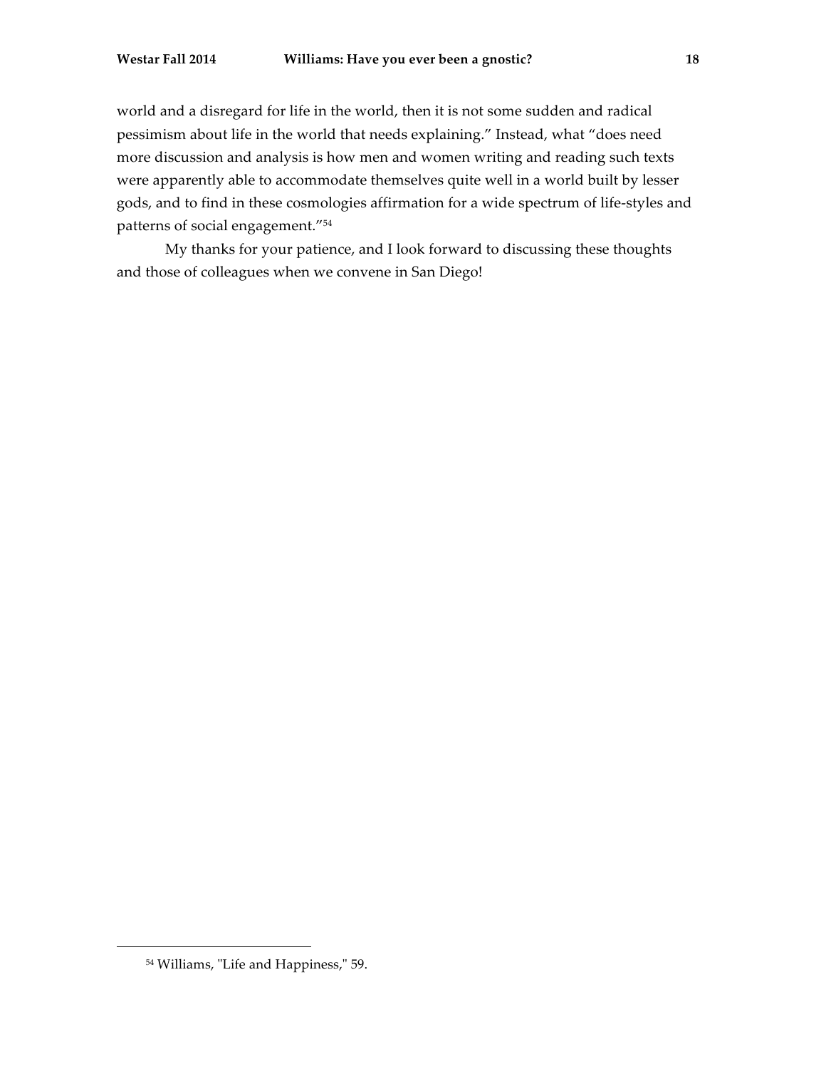world and a disregard for life in the world, then it is not some sudden and radical pessimism about life in the world that needs explaining." Instead, what "does need more discussion and analysis is how men and women writing and reading such texts were apparently able to accommodate themselves quite well in a world built by lesser gods, and to find in these cosmologies affirmation for a wide spectrum of life-styles and patterns of social engagement."[54]

My thanks for your patience, and I look forward to discussing these thoughts and those of colleagues when we convene in San Diego!

---

[54] Williams, "Life and Happiness," 59.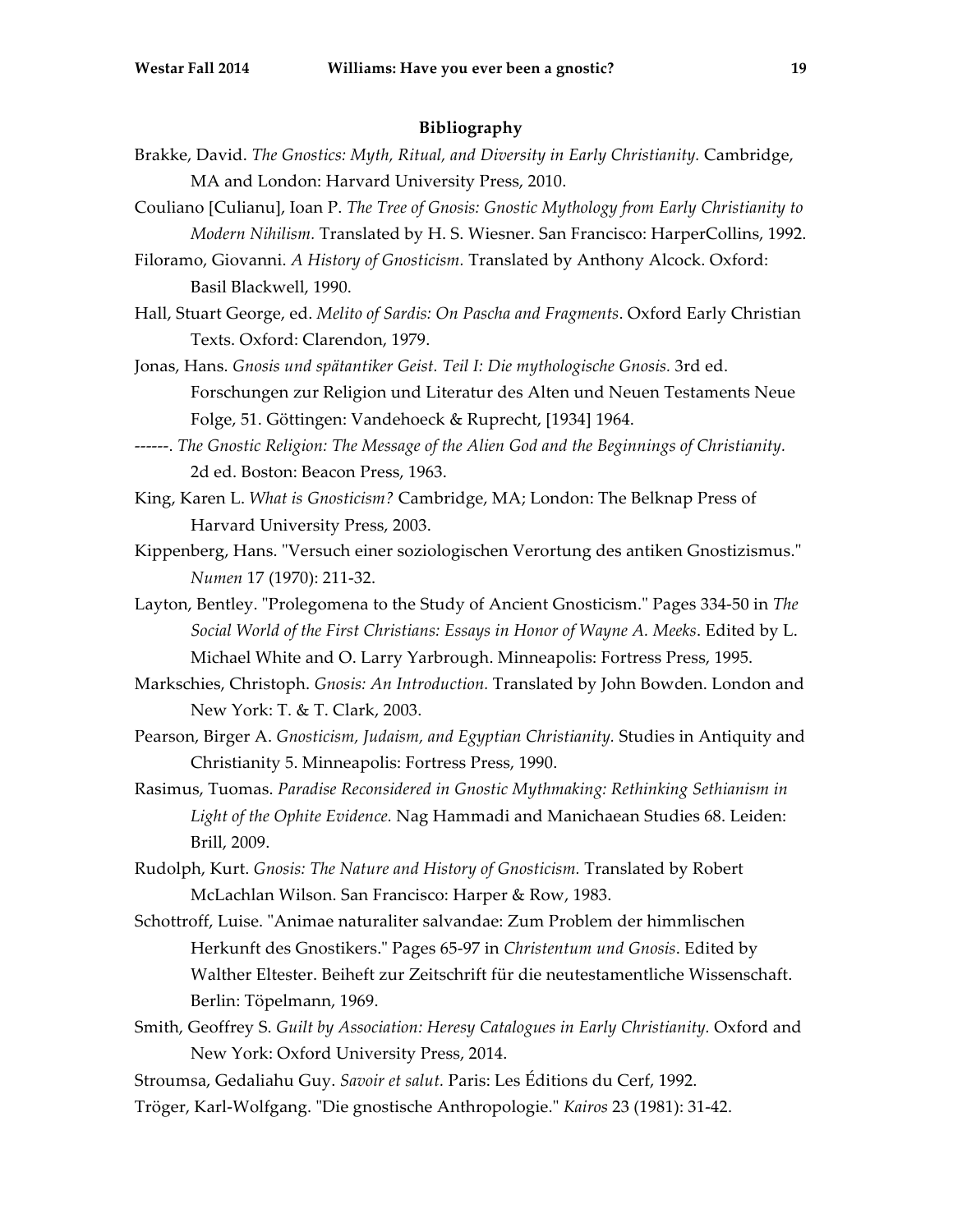## Bibliography

Brakke, David. *The Gnostics: Myth, Ritual, and Diversity in Early Christianity.* Cambridge, MA and London: Harvard University Press, 2010.

Couliano [Culianu], Ioan P. *The Tree of Gnosis: Gnostic Mythology from Early Christianity to Modern Nihilism.* Translated by H. S. Wiesner. San Francisco: HarperCollins, 1992.

Filoramo, Giovanni. *A History of Gnosticism*. Translated by Anthony Alcock. Oxford: Basil Blackwell, 1990.

Hall, Stuart George, ed. *Melito of Sardis: On Pascha and Fragments*. Oxford Early Christian Texts. Oxford: Clarendon, 1979.

Jonas, Hans. *Gnosis und spätantiker Geist. Teil I: Die mythologische Gnosis.* 3rd ed. Forschungen zur Religion und Literatur des Alten und Neuen Testaments Neue Folge, 51. Göttingen: Vandehoeck & Ruprecht, [1934] 1964.

------. *The Gnostic Religion: The Message of the Alien God and the Beginnings of Christianity.* 2d ed. Boston: Beacon Press, 1963.

King, Karen L. *What is Gnosticism?* Cambridge, MA; London: The Belknap Press of Harvard University Press, 2003.

Kippenberg, Hans. "Versuch einer soziologischen Verortung des antiken Gnostizismus." *Numen* 17 (1970): 211-32.

Layton, Bentley. "Prolegomena to the Study of Ancient Gnosticism." Pages 334-50 in *The Social World of the First Christians: Essays in Honor of Wayne A. Meeks*. Edited by L. Michael White and O. Larry Yarbrough. Minneapolis: Fortress Press, 1995.

Markschies, Christoph. *Gnosis: An Introduction.* Translated by John Bowden. London and New York: T. & T. Clark, 2003.

Pearson, Birger A. *Gnosticism, Judaism, and Egyptian Christianity.* Studies in Antiquity and Christianity 5. Minneapolis: Fortress Press, 1990.

Rasimus, Tuomas. *Paradise Reconsidered in Gnostic Mythmaking: Rethinking Sethianism in Light of the Ophite Evidence.* Nag Hammadi and Manichaean Studies 68. Leiden: Brill, 2009.

Rudolph, Kurt. *Gnosis: The Nature and History of Gnosticism.* Translated by Robert McLachlan Wilson. San Francisco: Harper & Row, 1983.

Schottroff, Luise. "Animae naturaliter salvandae: Zum Problem der himmlischen Herkunft des Gnostikers." Pages 65-97 in *Christentum und Gnosis*. Edited by Walther Eltester. Beiheft zur Zeitschrift für die neutestamentliche Wissenschaft. Berlin: Töpelmann, 1969.

Smith, Geoffrey S. *Guilt by Association: Heresy Catalogues in Early Christianity.* Oxford and New York: Oxford University Press, 2014.

Stroumsa, Gedaliahu Guy. *Savoir et salut.* Paris: Les Éditions du Cerf, 1992.

Tröger, Karl-Wolfgang. "Die gnostische Anthropologie." *Kairos* 23 (1981): 31-42.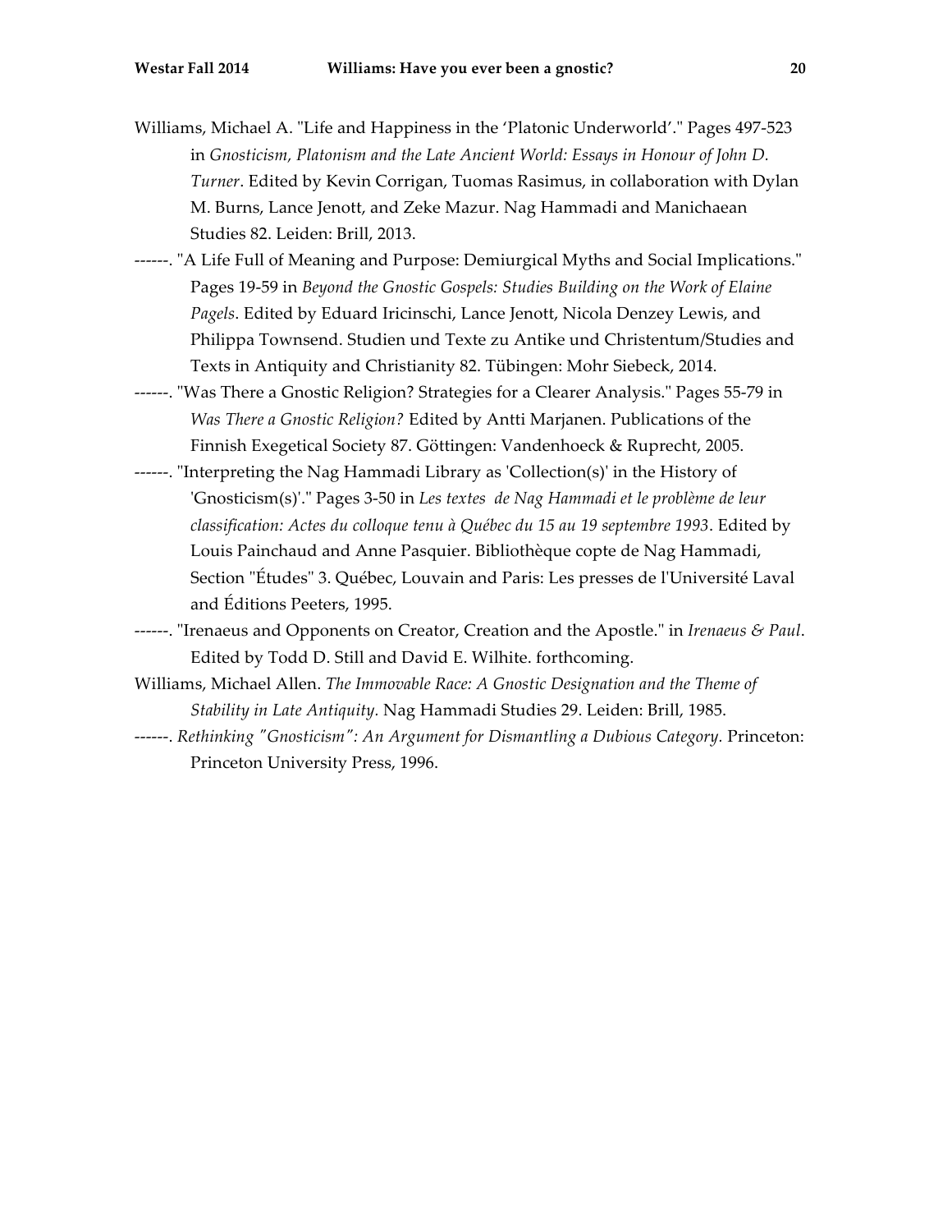Williams, Michael A. "Life and Happiness in the 'Platonic Underworld'." Pages 497-523 in *Gnosticism, Platonism and the Late Ancient World: Essays in Honour of John D. Turner*. Edited by Kevin Corrigan, Tuomas Rasimus, in collaboration with Dylan M. Burns, Lance Jenott, and Zeke Mazur. Nag Hammadi and Manichaean Studies 82. Leiden: Brill, 2013.

------. "A Life Full of Meaning and Purpose: Demiurgical Myths and Social Implications." Pages 19-59 in *Beyond the Gnostic Gospels: Studies Building on the Work of Elaine Pagels*. Edited by Eduard Iricinschi, Lance Jenott, Nicola Denzey Lewis, and Philippa Townsend. Studien und Texte zu Antike und Christentum/Studies and Texts in Antiquity and Christianity 82. Tübingen: Mohr Siebeck, 2014.

------. "Was There a Gnostic Religion? Strategies for a Clearer Analysis." Pages 55-79 in *Was There a Gnostic Religion?* Edited by Antti Marjanen. Publications of the Finnish Exegetical Society 87. Göttingen: Vandenhoeck & Ruprecht, 2005.

------. "Interpreting the Nag Hammadi Library as 'Collection(s)' in the History of 'Gnosticism(s)'." Pages 3-50 in *Les textes de Nag Hammadi et le problème de leur classification: Actes du colloque tenu à Québec du 15 au 19 septembre 1993*. Edited by Louis Painchaud and Anne Pasquier. Bibliothèque copte de Nag Hammadi, Section "Études" 3. Québec, Louvain and Paris: Les presses de l'Université Laval and Éditions Peeters, 1995.

------. "Irenaeus and Opponents on Creator, Creation and the Apostle." in *Irenaeus & Paul*. Edited by Todd D. Still and David E. Wilhite. forthcoming.

Williams, Michael Allen. *The Immovable Race: A Gnostic Designation and the Theme of Stability in Late Antiquity.* Nag Hammadi Studies 29. Leiden: Brill, 1985.

------. *Rethinking "Gnosticism": An Argument for Dismantling a Dubious Category.* Princeton: Princeton University Press, 1996.